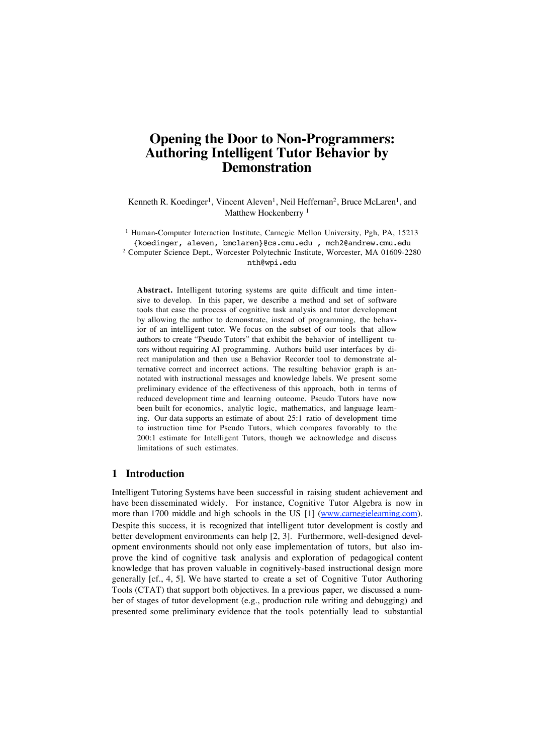# Opening the Door to Non-Programmers: Authoring Intelligent Tutor Behavior by Demonstration

Kenneth R. Koedinger[1], Vincent Aleven[1], Neil Heffernan[2], Bruce McLaren[1], and Matthew Hockenberry [1]

[1] Human-Computer Interaction Institute, Carnegie Mellon University, Pgh, PA, 15213
{koedinger, aleven, bmclaren}@cs.cmu.edu , mch2@andrew.cmu.edu
[2] Computer Science Dept., Worcester Polytechnic Institute, Worcester, MA 01609-2280
nth@wpi.edu

**Abstract.** Intelligent tutoring systems are quite difficult and time intensive to develop. In this paper, we describe a method and set of software tools that ease the process of cognitive task analysis and tutor development by allowing the author to demonstrate, instead of programming, the behavior of an intelligent tutor. We focus on the subset of our tools that allow authors to create "Pseudo Tutors" that exhibit the behavior of intelligent tutors without requiring AI programming. Authors build user interfaces by direct manipulation and then use a Behavior Recorder tool to demonstrate alternative correct and incorrect actions. The resulting behavior graph is annotated with instructional messages and knowledge labels. We present some preliminary evidence of the effectiveness of this approach, both in terms of reduced development time and learning outcome. Pseudo Tutors have now been built for economics, analytic logic, mathematics, and language learning. Our data supports an estimate of about 25:1 ratio of development time to instruction time for Pseudo Tutors, which compares favorably to the 200:1 estimate for Intelligent Tutors, though we acknowledge and discuss limitations of such estimates.

## 1 Introduction

Intelligent Tutoring Systems have been successful in raising student achievement and have been disseminated widely. For instance, Cognitive Tutor Algebra is now in more than 1700 middle and high schools in the US [1] (www.carnegielearning.com). Despite this success, it is recognized that intelligent tutor development is costly and better development environments can help [2, 3]. Furthermore, well-designed development environments should not only ease implementation of tutors, but also improve the kind of cognitive task analysis and exploration of pedagogical content knowledge that has proven valuable in cognitively-based instructional design more generally [cf., 4, 5]. We have started to create a set of Cognitive Tutor Authoring Tools (CTAT) that support both objectives. In a previous paper, we discussed a number of stages of tutor development (e.g., production rule writing and debugging) and presented some preliminary evidence that the tools potentially lead to substantial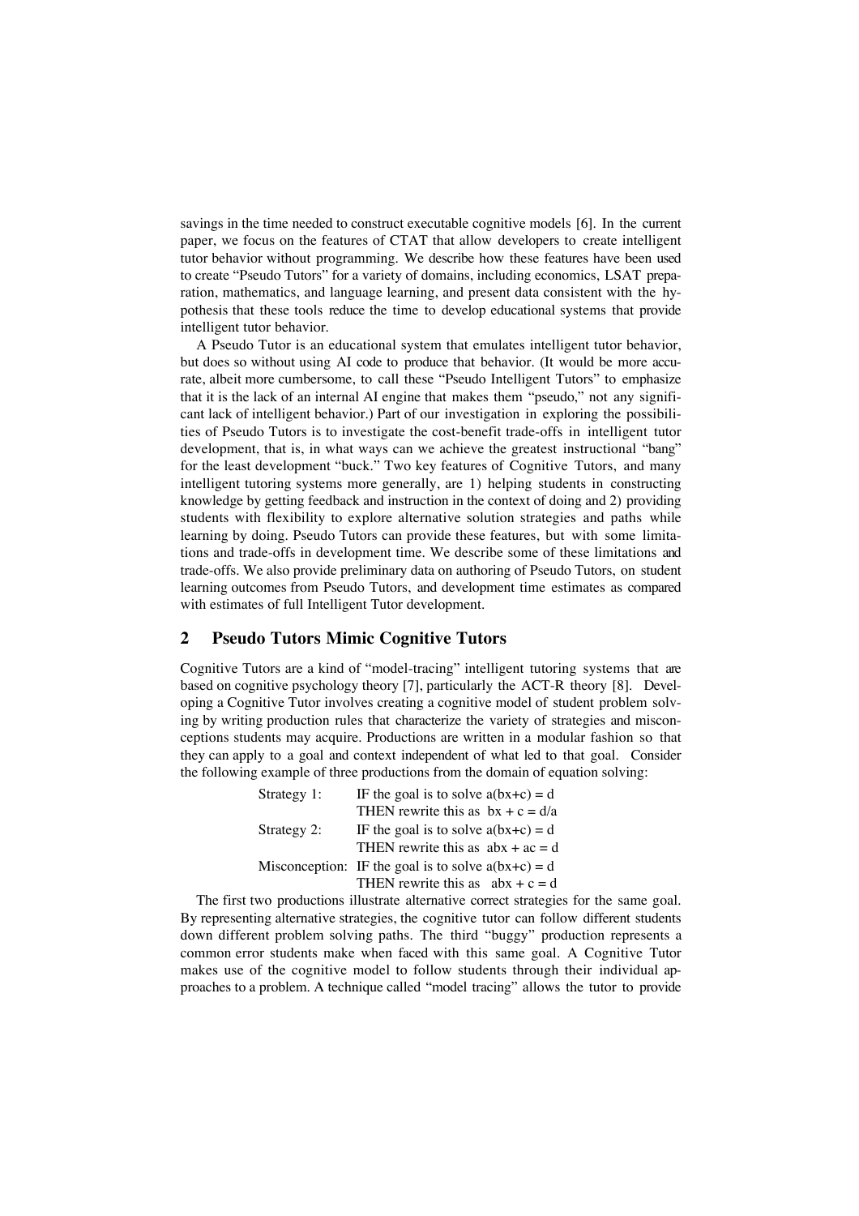savings in the time needed to construct executable cognitive models [6]. In the current paper, we focus on the features of CTAT that allow developers to create intelligent tutor behavior without programming. We describe how these features have been used to create "Pseudo Tutors" for a variety of domains, including economics, LSAT preparation, mathematics, and language learning, and present data consistent with the hypothesis that these tools reduce the time to develop educational systems that provide intelligent tutor behavior.

A Pseudo Tutor is an educational system that emulates intelligent tutor behavior, but does so without using AI code to produce that behavior. (It would be more accurate, albeit more cumbersome, to call these "Pseudo Intelligent Tutors" to emphasize that it is the lack of an internal AI engine that makes them "pseudo," not any significant lack of intelligent behavior.) Part of our investigation in exploring the possibilities of Pseudo Tutors is to investigate the cost-benefit trade-offs in intelligent tutor development, that is, in what ways can we achieve the greatest instructional "bang" for the least development "buck." Two key features of Cognitive Tutors, and many intelligent tutoring systems more generally, are 1) helping students in constructing knowledge by getting feedback and instruction in the context of doing and 2) providing students with flexibility to explore alternative solution strategies and paths while learning by doing. Pseudo Tutors can provide these features, but with some limitations and trade-offs in development time. We describe some of these limitations and trade-offs. We also provide preliminary data on authoring of Pseudo Tutors, on student learning outcomes from Pseudo Tutors, and development time estimates as compared with estimates of full Intelligent Tutor development.

## 2 Pseudo Tutors Mimic Cognitive Tutors

Cognitive Tutors are a kind of "model-tracing" intelligent tutoring systems that are based on cognitive psychology theory [7], particularly the ACT-R theory [8]. Developing a Cognitive Tutor involves creating a cognitive model of student problem solving by writing production rules that characterize the variety of strategies and misconceptions students may acquire. Productions are written in a modular fashion so that they can apply to a goal and context independent of what led to that goal. Consider the following example of three productions from the domain of equation solving:

Strategy 1: IF the goal is to solve $a(bx+c) = d$
THEN rewrite this as $bx + c = d/a$

Strategy 2: IF the goal is to solve $a(bx+c) = d$
THEN rewrite this as $abx + ac = d$

Misconception: IF the goal is to solve $a(bx+c) = d$
THEN rewrite this as $abx + c = d$

The first two productions illustrate alternative correct strategies for the same goal. By representing alternative strategies, the cognitive tutor can follow different students down different problem solving paths. The third "buggy" production represents a common error students make when faced with this same goal. A Cognitive Tutor makes use of the cognitive model to follow students through their individual approaches to a problem. A technique called "model tracing" allows the tutor to provide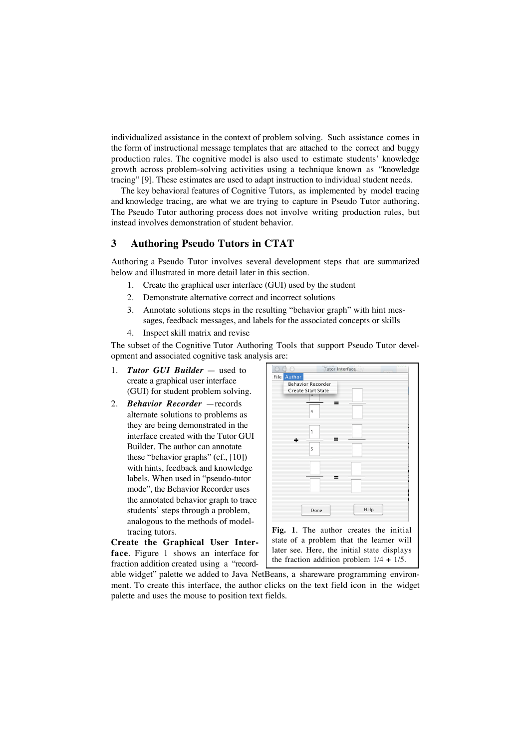individualized assistance in the context of problem solving. Such assistance comes in the form of instructional message templates that are attached to the correct and buggy production rules. The cognitive model is also used to estimate students' knowledge growth across problem-solving activities using a technique known as "knowledge tracing" [9]. These estimates are used to adapt instruction to individual student needs.

The key behavioral features of Cognitive Tutors, as implemented by model tracing and knowledge tracing, are what we are trying to capture in Pseudo Tutor authoring. The Pseudo Tutor authoring process does not involve writing production rules, but instead involves demonstration of student behavior.

## 3 Authoring Pseudo Tutors in CTAT

Authoring a Pseudo Tutor involves several development steps that are summarized below and illustrated in more detail later in this section.

1. Create the graphical user interface (GUI) used by the student
2. Demonstrate alternative correct and incorrect solutions
3. Annotate solutions steps in the resulting "behavior graph" with hint messages, feedback messages, and labels for the associated concepts or skills
4. Inspect skill matrix and revise

The subset of the Cognitive Tutor Authoring Tools that support Pseudo Tutor development and associated cognitive task analysis are:

1. ***Tutor GUI Builder*** — used to create a graphical user interface (GUI) for student problem solving.
2. ***Behavior Recorder*** —records alternate solutions to problems as they are being demonstrated in the interface created with the Tutor GUI Builder. The author can annotate these "behavior graphs" (cf., [10]) with hints, feedback and knowledge labels. When used in "pseudo-tutor mode", the Behavior Recorder uses the annotated behavior graph to trace students' steps through a problem, analogous to the methods of model-tracing tutors.

**Fig. 1**. The author creates the initial state of a problem that the learner will later see. Here, the initial state displays the fraction addition problem 1/4 + 1/5.

**Create the Graphical User Interface**. Figure 1 shows an interface for fraction addition created using a "recordable widget" palette we added to Java NetBeans, a shareware programming environment. To create this interface, the author clicks on the text field icon in the widget palette and uses the mouse to position text fields.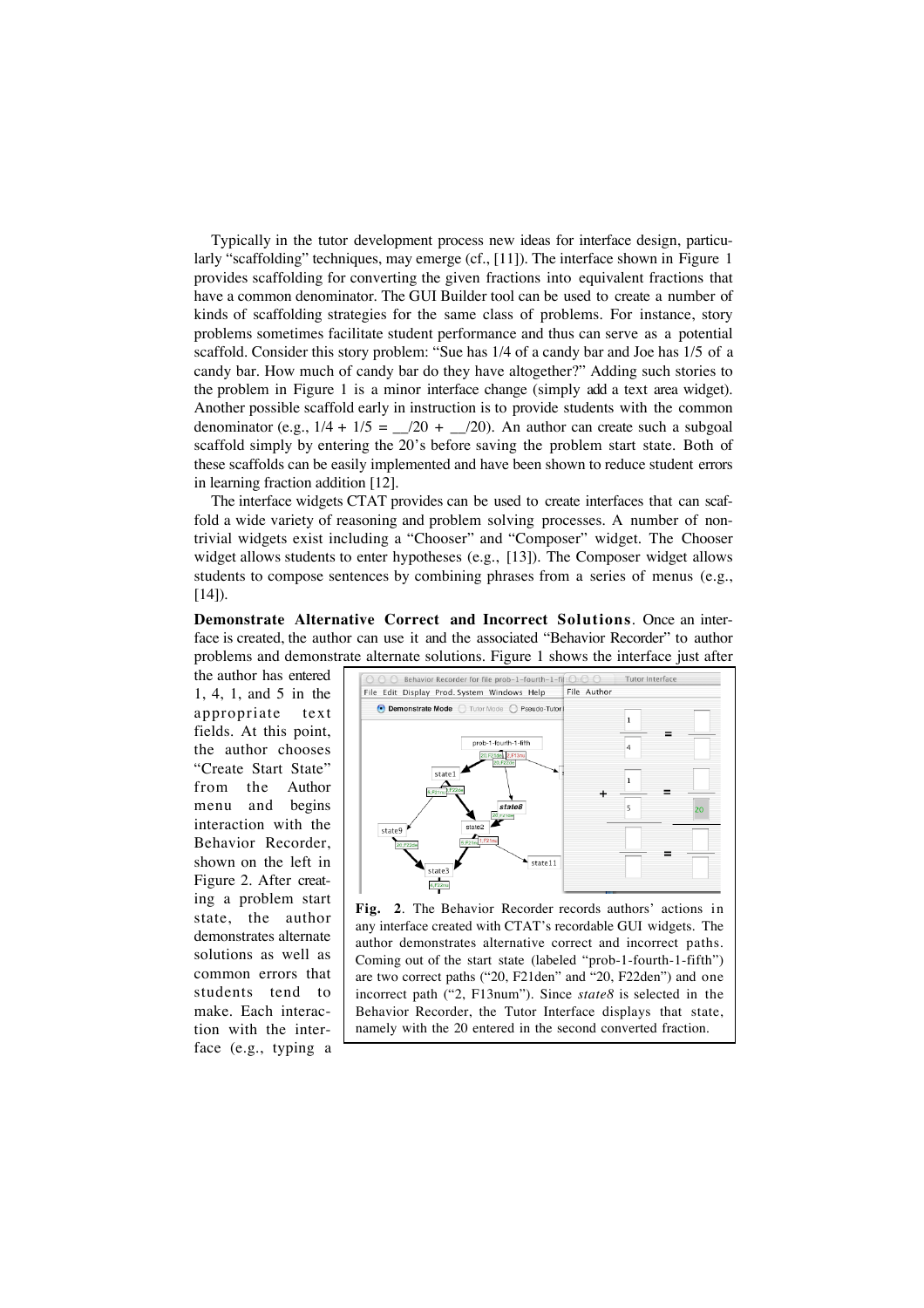Typically in the tutor development process new ideas for interface design, particularly "scaffolding" techniques, may emerge (cf., [11]). The interface shown in Figure 1 provides scaffolding for converting the given fractions into equivalent fractions that have a common denominator. The GUI Builder tool can be used to create a number of kinds of scaffolding strategies for the same class of problems. For instance, story problems sometimes facilitate student performance and thus can serve as a potential scaffold. Consider this story problem: "Sue has 1/4 of a candy bar and Joe has 1/5 of a candy bar. How much of candy bar do they have altogether?" Adding such stories to the problem in Figure 1 is a minor interface change (simply add a text area widget). Another possible scaffold early in instruction is to provide students with the common denominator (e.g., 1/4 + 1/5 = __/20 + __/20). An author can create such a subgoal scaffold simply by entering the 20's before saving the problem start state. Both of these scaffolds can be easily implemented and have been shown to reduce student errors in learning fraction addition [12].

The interface widgets CTAT provides can be used to create interfaces that can scaffold a wide variety of reasoning and problem solving processes. A number of non-trivial widgets exist including a "Chooser" and "Composer" widget. The Chooser widget allows students to enter hypotheses (e.g., [13]). The Composer widget allows students to compose sentences by combining phrases from a series of menus (e.g., [14]).

**Demonstrate Alternative Correct and Incorrect Solutions**. Once an interface is created, the author can use it and the associated "Behavior Recorder" to author problems and demonstrate alternate solutions. Figure 1 shows the interface just after the author has entered 1, 4, 1, and 5 in the appropriate text fields. At this point, the author chooses "Create Start State" from the Author menu and begins interaction with the Behavior Recorder, shown on the left in Figure 2. After creating a problem start state, the author demonstrates alternate solutions as well as common errors that students tend to make. Each interaction with the interface (e.g., typing a

**Fig. 2**. The Behavior Recorder records authors' actions in any interface created with CTAT's recordable GUI widgets. The author demonstrates alternative correct and incorrect paths. Coming out of the start state (labeled "prob-1-fourth-1-fifth") are two correct paths ("20, F21den" and "20, F22den") and one incorrect path ("2, F13num"). Since *state8* is selected in the Behavior Recorder, the Tutor Interface displays that state, namely with the 20 entered in the second converted fraction.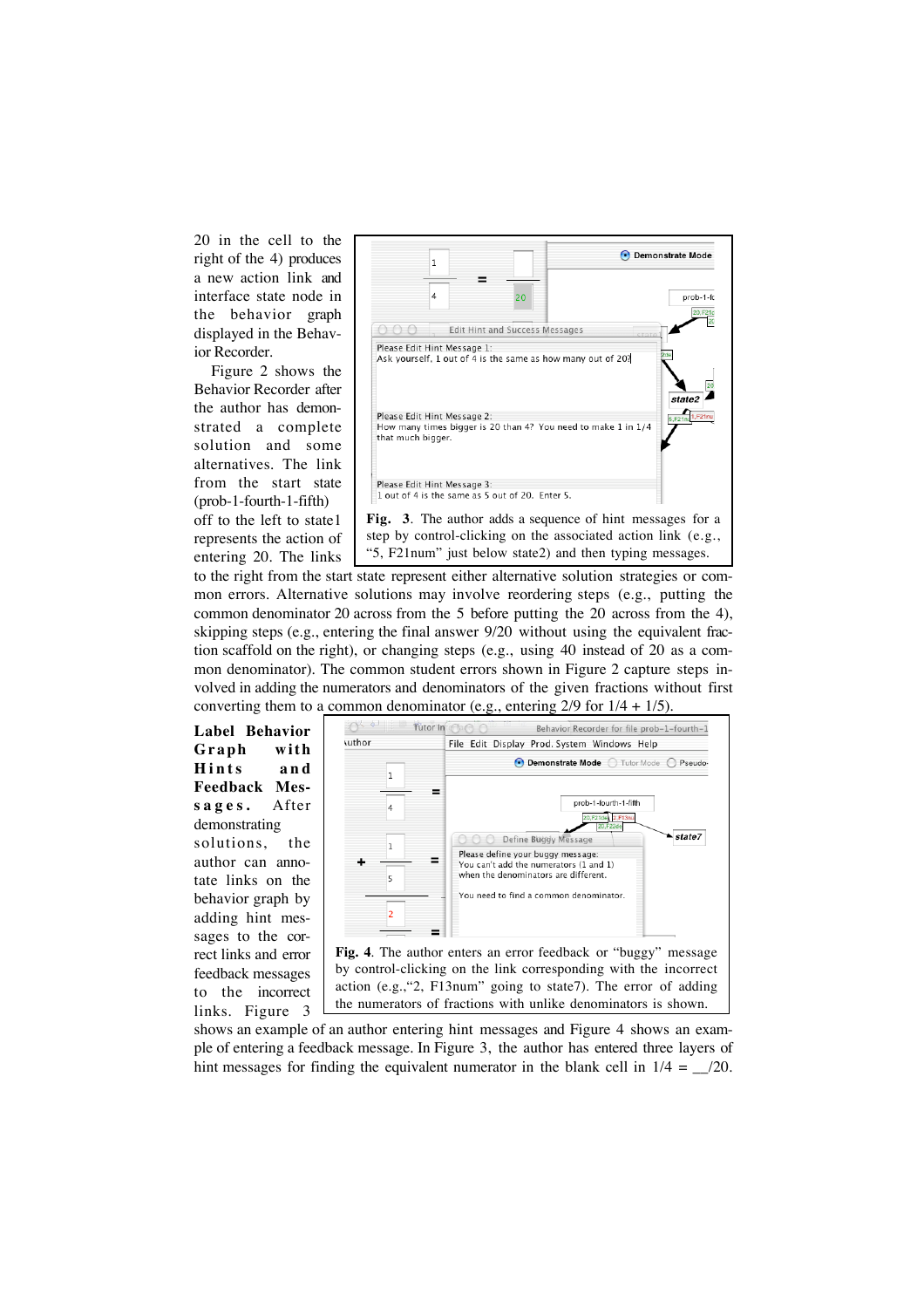20 in the cell to the right of the 4) produces a new action link and interface state node in the behavior graph displayed in the Behavior Recorder.

Figure 2 shows the Behavior Recorder after the author has demonstrated a complete solution and some alternatives. The link from the start state (prob-1-fourth-1-fifth) off to the left to state1 represents the action of entering 20. The links to the right from the start state represent either alternative solution strategies or common errors. Alternative solutions may involve reordering steps (e.g., putting the common denominator 20 across from the 5 before putting the 20 across from the 4), skipping steps (e.g., entering the final answer 9/20 without using the equivalent fraction scaffold on the right), or changing steps (e.g., using 40 instead of 20 as a common denominator). The common student errors shown in Figure 2 capture steps involved in adding the numerators and denominators of the given fractions without first converting them to a common denominator (e.g., entering 2/9 for 1/4 + 1/5).

**Fig. 3**. The author adds a sequence of hint messages for a step by control-clicking on the associated action link (e.g., "5, F21num" just below state2) and then typing messages.

**Label Behavior Graph with Hints and Feedback Messages.** After demonstrating solutions, the author can annotate links on the behavior graph by adding hint messages to the correct links and error feedback messages to the incorrect links. Figure 3 shows an example of an author entering hint messages and Figure 4 shows an example of entering a feedback message. In Figure 3, the author has entered three layers of hint messages for finding the equivalent numerator in the blank cell in 1/4 = __/20.

**Fig. 4**. The author enters an error feedback or "buggy" message by control-clicking on the link corresponding with the incorrect action (e.g.,"2, F13num" going to state7). The error of adding the numerators of fractions with unlike denominators is shown.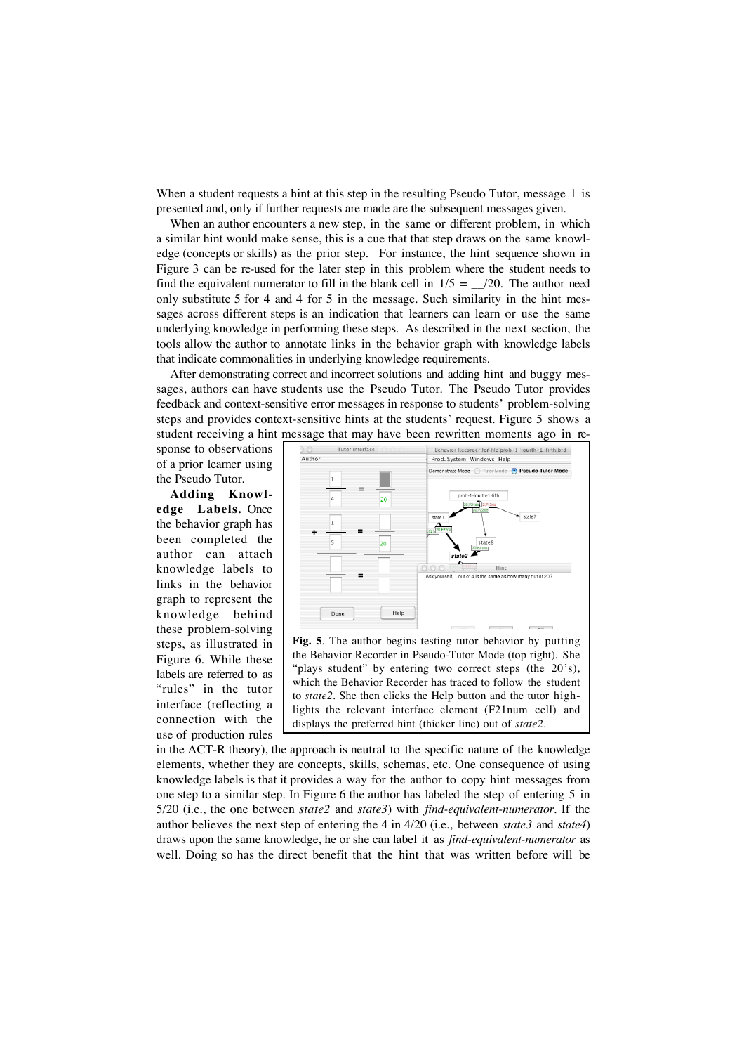When a student requests a hint at this step in the resulting Pseudo Tutor, message 1 is presented and, only if further requests are made are the subsequent messages given.

When an author encounters a new step, in the same or different problem, in which a similar hint would make sense, this is a cue that that step draws on the same knowledge (concepts or skills) as the prior step. For instance, the hint sequence shown in Figure 3 can be re-used for the later step in this problem where the student needs to find the equivalent numerator to fill in the blank cell in $1/5 = \_\_/20$. The author need only substitute 5 for 4 and 4 for 5 in the message. Such similarity in the hint messages across different steps is an indication that learners can learn or use the same underlying knowledge in performing these steps. As described in the next section, the tools allow the author to annotate links in the behavior graph with knowledge labels that indicate commonalities in underlying knowledge requirements.

After demonstrating correct and incorrect solutions and adding hint and buggy messages, authors can have students use the Pseudo Tutor. The Pseudo Tutor provides feedback and context-sensitive error messages in response to students' problem-solving steps and provides context-sensitive hints at the students' request. Figure 5 shows a student receiving a hint message that may have been rewritten moments ago in response to observations of a prior learner using the Pseudo Tutor.

**Fig. 5**. The author begins testing tutor behavior by putting the Behavior Recorder in Pseudo-Tutor Mode (top right). She "plays student" by entering two correct steps (the 20's), which the Behavior Recorder has traced to follow the student to *state2*. She then clicks the Help button and the tutor highlights the relevant interface element (F21num cell) and displays the preferred hint (thicker line) out of *state2*.

**Adding Knowledge Labels.** Once the behavior graph has been completed the author can attach knowledge labels to links in the behavior graph to represent the knowledge behind these problem-solving steps, as illustrated in Figure 6. While these labels are referred to as "rules" in the tutor interface (reflecting a connection with the use of production rules in the ACT-R theory), the approach is neutral to the specific nature of the knowledge elements, whether they are concepts, skills, schemas, etc. One consequence of using knowledge labels is that it provides a way for the author to copy hint messages from one step to a similar step. In Figure 6 the author has labeled the step of entering 5 in 5/20 (i.e., the one between *state2* and *state3*) with *find-equivalent-numerator*. If the author believes the next step of entering the 4 in 4/20 (i.e., between *state3* and *state4*) draws upon the same knowledge, he or she can label it as *find-equivalent-numerator* as well. Doing so has the direct benefit that the hint that was written before will be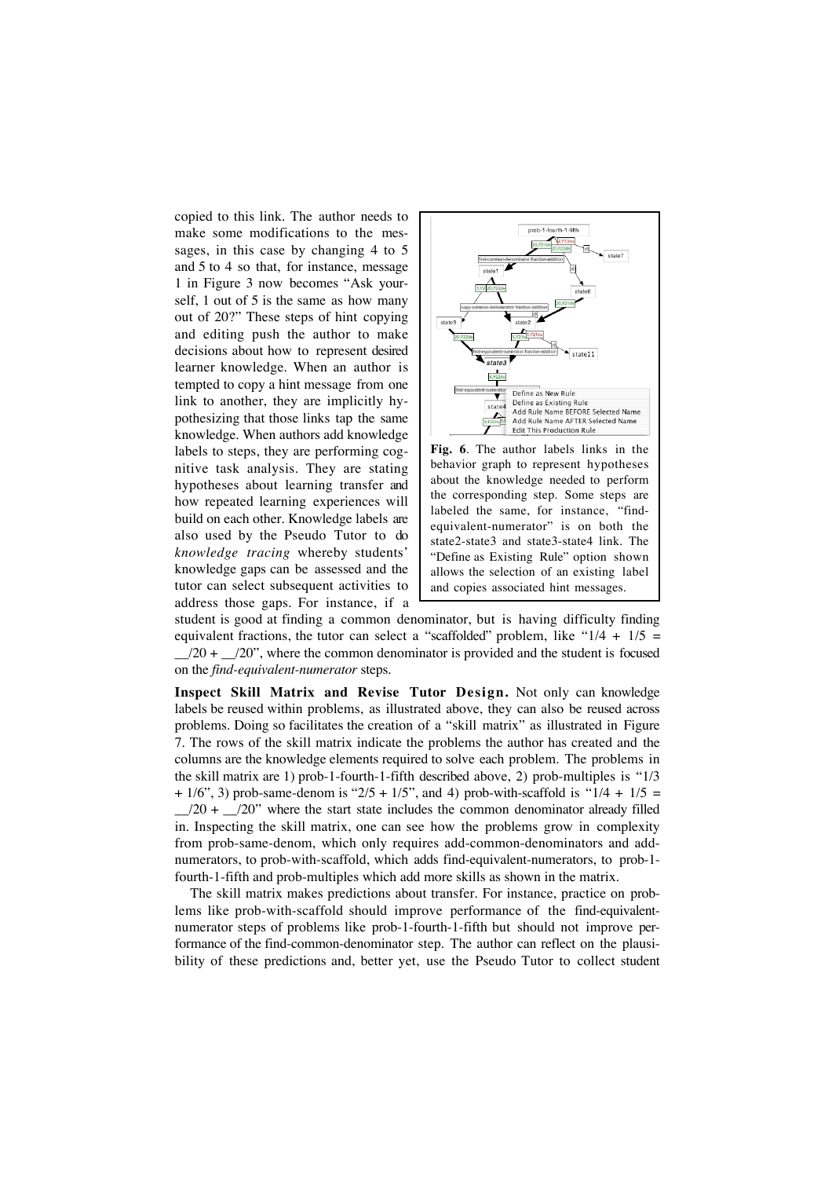copied to this link. The author needs to make some modifications to the messages, in this case by changing 4 to 5 and 5 to 4 so that, for instance, message 1 in Figure 3 now becomes "Ask yourself, 1 out of 5 is the same as how many out of 20?" These steps of hint copying and editing push the author to make decisions about how to represent desired learner knowledge. When an author is tempted to copy a hint message from one link to another, they are implicitly hypothesizing that those links tap the same knowledge. When authors add knowledge labels to steps, they are performing cognitive task analysis. They are stating hypotheses about learning transfer and how repeated learning experiences will build on each other. Knowledge labels are also used by the Pseudo Tutor to do *knowledge tracing* whereby students' knowledge gaps can be assessed and the tutor can select subsequent activities to address those gaps. For instance, if a student is good at finding a common denominator, but is having difficulty finding equivalent fractions, the tutor can select a "scaffolded" problem, like "1/4 + 1/5 = __/20 + __/20", where the common denominator is provided and the student is focused on the *find-equivalent-numerator* steps.

**Fig. 6**. The author labels links in the behavior graph to represent hypotheses about the knowledge needed to perform the corresponding step. Some steps are labeled the same, for instance, "find-equivalent-numerator" is on both the state2-state3 and state3-state4 link. The "Define as Existing Rule" option shown allows the selection of an existing label and copies associated hint messages.

**Inspect Skill Matrix and Revise Tutor Design.** Not only can knowledge labels be reused within problems, as illustrated above, they can also be reused across problems. Doing so facilitates the creation of a "skill matrix" as illustrated in Figure 7. The rows of the skill matrix indicate the problems the author has created and the columns are the knowledge elements required to solve each problem. The problems in the skill matrix are 1) prob-1-fourth-1-fifth described above, 2) prob-multiples is "1/3 + 1/6", 3) prob-same-denom is "2/5 + 1/5", and 4) prob-with-scaffold is "1/4 + 1/5 = __/20 + __/20" where the start state includes the common denominator already filled in. Inspecting the skill matrix, one can see how the problems grow in complexity from prob-same-denom, which only requires add-common-denominators and add-numerators, to prob-with-scaffold, which adds find-equivalent-numerators, to prob-1-fourth-1-fifth and prob-multiples which add more skills as shown in the matrix.

The skill matrix makes predictions about transfer. For instance, practice on problems like prob-with-scaffold should improve performance of the find-equivalent-numerator steps of problems like prob-1-fourth-1-fifth but should not improve performance of the find-common-denominator step. The author can reflect on the plausibility of these predictions and, better yet, use the Pseudo Tutor to collect student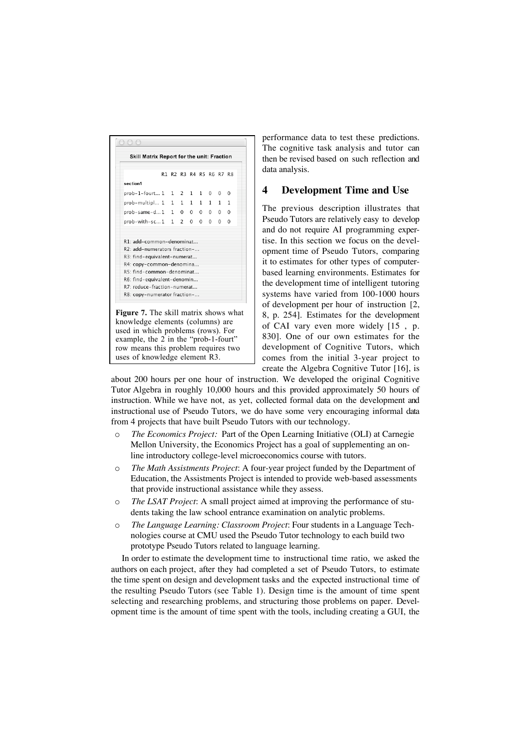| | R1 | R2 | R3 | R4 | R5 | R6 | R7 | R8 |
|---|---|---|---|---|---|---|---|---|
| **section1** | | | | | | | | |
| prob-1-fourt... | 1 | 1 | 2 | 1 | 1 | 0 | 0 | 0 |
| prob-multipl... | 1 | 1 | 1 | 1 | 1 | 1 | 1 | 1 |
| prob-same-d... | 1 | 1 | 0 | 0 | 0 | 0 | 0 | 0 |
| prob-with-sc... | 1 | 1 | 2 | 0 | 0 | 0 | 0 | 0 |

Skill Matrix Report for the unit: Fraction

R1: add-common-denominat...
R2: add-numerators fraction-...
R3: find-equivalent-numerat...
R4: copy-common-denomina...
R5: find-common-denominat...
R6: find-equivalent-denomin...
R7: reduce-fraction-numerat...
R8: copy-numerator fraction-...

**Figure 7.** The skill matrix shows what knowledge elements (columns) are used in which problems (rows). For example, the 2 in the "prob-1-fourt" row means this problem requires two uses of knowledge element R3.

performance data to test these predictions. The cognitive task analysis and tutor can then be revised based on such reflection and data analysis.

## 4 Development Time and Use

The previous description illustrates that Pseudo Tutors are relatively easy to develop and do not require AI programming expertise. In this section we focus on the development time of Pseudo Tutors, comparing it to estimates for other types of computer-based learning environments. Estimates for the development time of intelligent tutoring systems have varied from 100-1000 hours of development per hour of instruction [2, 8, p. 254]. Estimates for the development of CAI vary even more widely [15 , p. 830]. One of our own estimates for the development of Cognitive Tutors, which comes from the initial 3-year project to create the Algebra Cognitive Tutor [16], is about 200 hours per one hour of instruction. We developed the original Cognitive Tutor Algebra in roughly 10,000 hours and this provided approximately 50 hours of instruction. While we have not, as yet, collected formal data on the development and instructional use of Pseudo Tutors, we do have some very encouraging informal data from 4 projects that have built Pseudo Tutors with our technology.

- *The Economics Project:* Part of the Open Learning Initiative (OLI) at Carnegie Mellon University, the Economics Project has a goal of supplementing an online introductory college-level microeconomics course with tutors.
- *The Math Assistments Project*: A four-year project funded by the Department of Education, the Assistments Project is intended to provide web-based assessments that provide instructional assistance while they assess.
- *The LSAT Project*: A small project aimed at improving the performance of students taking the law school entrance examination on analytic problems.
- *The Language Learning: Classroom Project*: Four students in a Language Technologies course at CMU used the Pseudo Tutor technology to each build two prototype Pseudo Tutors related to language learning.

In order to estimate the development time to instructional time ratio, we asked the authors on each project, after they had completed a set of Pseudo Tutors, to estimate the time spent on design and development tasks and the expected instructional time of the resulting Pseudo Tutors (see Table 1). Design time is the amount of time spent selecting and researching problems, and structuring those problems on paper. Development time is the amount of time spent with the tools, including creating a GUI, the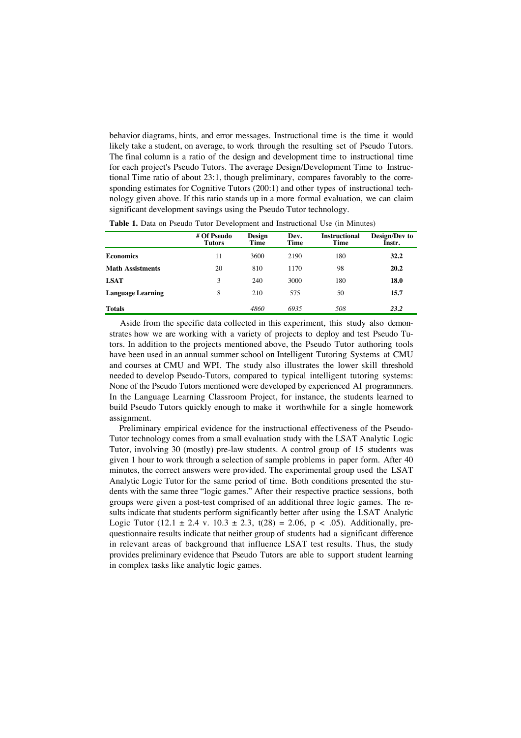behavior diagrams, hints, and error messages. Instructional time is the time it would likely take a student, on average, to work through the resulting set of Pseudo Tutors. The final column is a ratio of the design and development time to instructional time for each project's Pseudo Tutors. The average Design/Development Time to Instructional Time ratio of about 23:1, though preliminary, compares favorably to the corresponding estimates for Cognitive Tutors (200:1) and other types of instructional technology given above. If this ratio stands up in a more formal evaluation, we can claim significant development savings using the Pseudo Tutor technology.

**Table 1.** Data on Pseudo Tutor Development and Instructional Use (in Minutes)

| | # Of Pseudo Tutors | Design Time | Dev. Time | Instructional Time | Design/Dev to Instr. |
|---|---|---|---|---|---|
| **Economics** | 11 | 3600 | 2190 | 180 | **32.2** |
| **Math Assistments** | 20 | 810 | 1170 | 98 | **20.2** |
| **LSAT** | 3 | 240 | 3000 | 180 | **18.0** |
| **Language Learning** | 8 | 210 | 575 | 50 | **15.7** |
| **Totals** | | *4860* | *6935* | *508* | ***23.2*** |

Aside from the specific data collected in this experiment, this study also demonstrates how we are working with a variety of projects to deploy and test Pseudo Tutors. In addition to the projects mentioned above, the Pseudo Tutor authoring tools have been used in an annual summer school on Intelligent Tutoring Systems at CMU and courses at CMU and WPI. The study also illustrates the lower skill threshold needed to develop Pseudo-Tutors, compared to typical intelligent tutoring systems: None of the Pseudo Tutors mentioned were developed by experienced AI programmers. In the Language Learning Classroom Project, for instance, the students learned to build Pseudo Tutors quickly enough to make it worthwhile for a single homework assignment.

Preliminary empirical evidence for the instructional effectiveness of the Pseudo-Tutor technology comes from a small evaluation study with the LSAT Analytic Logic Tutor, involving 30 (mostly) pre-law students. A control group of 15 students was given 1 hour to work through a selection of sample problems in paper form. After 40 minutes, the correct answers were provided. The experimental group used the LSAT Analytic Logic Tutor for the same period of time. Both conditions presented the students with the same three "logic games." After their respective practice sessions, both groups were given a post-test comprised of an additional three logic games. The results indicate that students perform significantly better after using the LSAT Analytic Logic Tutor ($12.1 \pm 2.4$ v. $10.3 \pm 2.3$, $t(28) = 2.06$, $p < .05$). Additionally, pre-questionnaire results indicate that neither group of students had a significant difference in relevant areas of background that influence LSAT test results. Thus, the study provides preliminary evidence that Pseudo Tutors are able to support student learning in complex tasks like analytic logic games.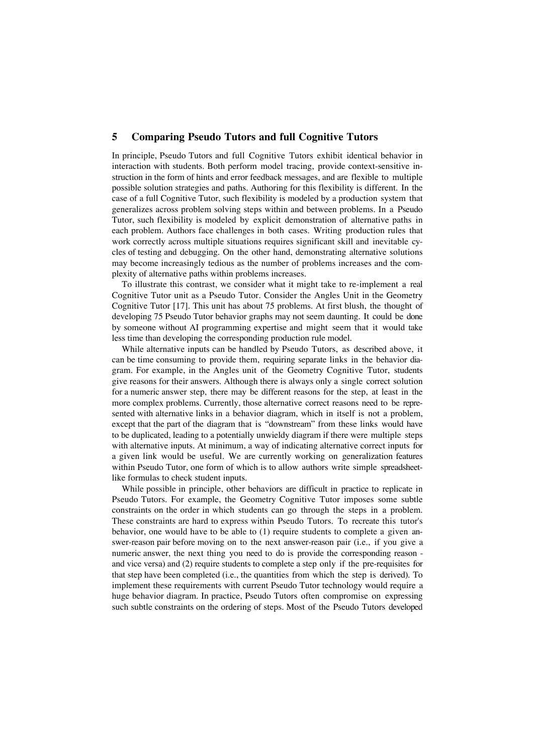## 5 Comparing Pseudo Tutors and full Cognitive Tutors

In principle, Pseudo Tutors and full Cognitive Tutors exhibit identical behavior in interaction with students. Both perform model tracing, provide context-sensitive instruction in the form of hints and error feedback messages, and are flexible to multiple possible solution strategies and paths. Authoring for this flexibility is different. In the case of a full Cognitive Tutor, such flexibility is modeled by a production system that generalizes across problem solving steps within and between problems. In a Pseudo Tutor, such flexibility is modeled by explicit demonstration of alternative paths in each problem. Authors face challenges in both cases. Writing production rules that work correctly across multiple situations requires significant skill and inevitable cycles of testing and debugging. On the other hand, demonstrating alternative solutions may become increasingly tedious as the number of problems increases and the complexity of alternative paths within problems increases.

To illustrate this contrast, we consider what it might take to re-implement a real Cognitive Tutor unit as a Pseudo Tutor. Consider the Angles Unit in the Geometry Cognitive Tutor [17]. This unit has about 75 problems. At first blush, the thought of developing 75 Pseudo Tutor behavior graphs may not seem daunting. It could be done by someone without AI programming expertise and might seem that it would take less time than developing the corresponding production rule model.

While alternative inputs can be handled by Pseudo Tutors, as described above, it can be time consuming to provide them, requiring separate links in the behavior diagram. For example, in the Angles unit of the Geometry Cognitive Tutor, students give reasons for their answers. Although there is always only a single correct solution for a numeric answer step, there may be different reasons for the step, at least in the more complex problems. Currently, those alternative correct reasons need to be represented with alternative links in a behavior diagram, which in itself is not a problem, except that the part of the diagram that is "downstream" from these links would have to be duplicated, leading to a potentially unwieldy diagram if there were multiple steps with alternative inputs. At minimum, a way of indicating alternative correct inputs for a given link would be useful. We are currently working on generalization features within Pseudo Tutor, one form of which is to allow authors write simple spreadsheet-like formulas to check student inputs.

While possible in principle, other behaviors are difficult in practice to replicate in Pseudo Tutors. For example, the Geometry Cognitive Tutor imposes some subtle constraints on the order in which students can go through the steps in a problem. These constraints are hard to express within Pseudo Tutors. To recreate this tutor's behavior, one would have to be able to (1) require students to complete a given answer-reason pair before moving on to the next answer-reason pair (i.e., if you give a numeric answer, the next thing you need to do is provide the corresponding reason - and vice versa) and (2) require students to complete a step only if the pre-requisites for that step have been completed (i.e., the quantities from which the step is derived). To implement these requirements with current Pseudo Tutor technology would require a huge behavior diagram. In practice, Pseudo Tutors often compromise on expressing such subtle constraints on the ordering of steps. Most of the Pseudo Tutors developed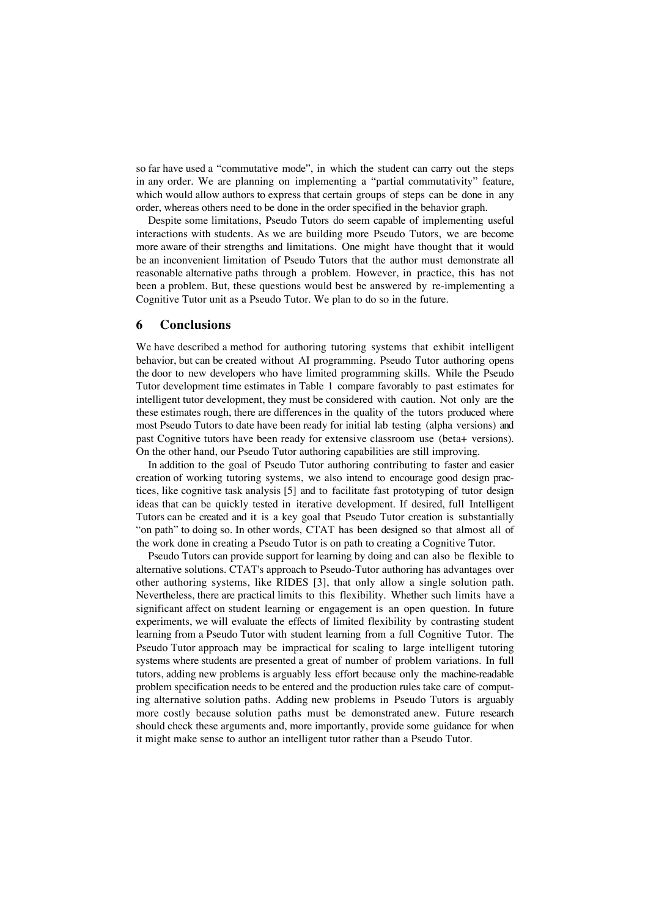so far have used a "commutative mode", in which the student can carry out the steps in any order. We are planning on implementing a "partial commutativity" feature, which would allow authors to express that certain groups of steps can be done in any order, whereas others need to be done in the order specified in the behavior graph.

Despite some limitations, Pseudo Tutors do seem capable of implementing useful interactions with students. As we are building more Pseudo Tutors, we are become more aware of their strengths and limitations. One might have thought that it would be an inconvenient limitation of Pseudo Tutors that the author must demonstrate all reasonable alternative paths through a problem. However, in practice, this has not been a problem. But, these questions would best be answered by re-implementing a Cognitive Tutor unit as a Pseudo Tutor. We plan to do so in the future.

## 6 Conclusions

We have described a method for authoring tutoring systems that exhibit intelligent behavior, but can be created without AI programming. Pseudo Tutor authoring opens the door to new developers who have limited programming skills. While the Pseudo Tutor development time estimates in Table 1 compare favorably to past estimates for intelligent tutor development, they must be considered with caution. Not only are the these estimates rough, there are differences in the quality of the tutors produced where most Pseudo Tutors to date have been ready for initial lab testing (alpha versions) and past Cognitive tutors have been ready for extensive classroom use (beta+ versions). On the other hand, our Pseudo Tutor authoring capabilities are still improving.

In addition to the goal of Pseudo Tutor authoring contributing to faster and easier creation of working tutoring systems, we also intend to encourage good design practices, like cognitive task analysis [5] and to facilitate fast prototyping of tutor design ideas that can be quickly tested in iterative development. If desired, full Intelligent Tutors can be created and it is a key goal that Pseudo Tutor creation is substantially "on path" to doing so. In other words, CTAT has been designed so that almost all of the work done in creating a Pseudo Tutor is on path to creating a Cognitive Tutor.

Pseudo Tutors can provide support for learning by doing and can also be flexible to alternative solutions. CTAT's approach to Pseudo-Tutor authoring has advantages over other authoring systems, like RIDES [3], that only allow a single solution path. Nevertheless, there are practical limits to this flexibility. Whether such limits have a significant affect on student learning or engagement is an open question. In future experiments, we will evaluate the effects of limited flexibility by contrasting student learning from a Pseudo Tutor with student learning from a full Cognitive Tutor. The Pseudo Tutor approach may be impractical for scaling to large intelligent tutoring systems where students are presented a great of number of problem variations. In full tutors, adding new problems is arguably less effort because only the machine-readable problem specification needs to be entered and the production rules take care of computing alternative solution paths. Adding new problems in Pseudo Tutors is arguably more costly because solution paths must be demonstrated anew. Future research should check these arguments and, more importantly, provide some guidance for when it might make sense to author an intelligent tutor rather than a Pseudo Tutor.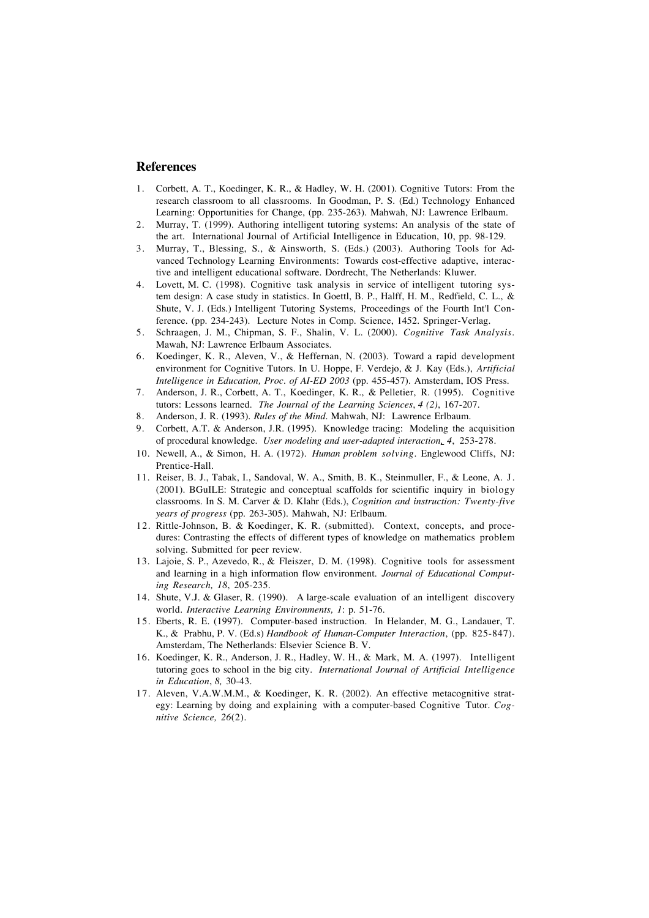## References

1. Corbett, A. T., Koedinger, K. R., & Hadley, W. H. (2001). Cognitive Tutors: From the research classroom to all classrooms. In Goodman, P. S. (Ed.) Technology Enhanced Learning: Opportunities for Change, (pp. 235-263). Mahwah, NJ: Lawrence Erlbaum.
2. Murray, T. (1999). Authoring intelligent tutoring systems: An analysis of the state of the art. International Journal of Artificial Intelligence in Education, 10, pp. 98-129.
3. Murray, T., Blessing, S., & Ainsworth, S. (Eds.) (2003). Authoring Tools for Advanced Technology Learning Environments: Towards cost-effective adaptive, interactive and intelligent educational software. Dordrecht, The Netherlands: Kluwer.
4. Lovett, M. C. (1998). Cognitive task analysis in service of intelligent tutoring system design: A case study in statistics. In Goettl, B. P., Halff, H. M., Redfield, C. L., & Shute, V. J. (Eds.) Intelligent Tutoring Systems, Proceedings of the Fourth Int'l Conference. (pp. 234-243). Lecture Notes in Comp. Science, 1452. Springer-Verlag.
5. Schraagen, J. M., Chipman, S. F., Shalin, V. L. (2000). *Cognitive Task Analysis*. Mawah, NJ: Lawrence Erlbaum Associates.
6. Koedinger, K. R., Aleven, V., & Heffernan, N. (2003). Toward a rapid development environment for Cognitive Tutors. In U. Hoppe, F. Verdejo, & J. Kay (Eds.), *Artificial Intelligence in Education, Proc. of AI-ED 2003* (pp. 455-457). Amsterdam, IOS Press.
7. Anderson, J. R., Corbett, A. T., Koedinger, K. R., & Pelletier, R. (1995). Cognitive tutors: Lessons learned. *The Journal of the Learning Sciences*, *4 (2)*, 167-207.
8. Anderson, J. R. (1993). *Rules of the Mind*. Mahwah, NJ: Lawrence Erlbaum.
9. Corbett, A.T. & Anderson, J.R. (1995). Knowledge tracing: Modeling the acquisition of procedural knowledge. *User modeling and user-adapted interaction, 4*, 253-278.
10. Newell, A., & Simon, H. A. (1972). *Human problem solving*. Englewood Cliffs, NJ: Prentice-Hall.
11. Reiser, B. J., Tabak, I., Sandoval, W. A., Smith, B. K., Steinmuller, F., & Leone, A. J. (2001). BGuILE: Strategic and conceptual scaffolds for scientific inquiry in biology classrooms. In S. M. Carver & D. Klahr (Eds.), *Cognition and instruction: Twenty-five years of progress* (pp. 263-305). Mahwah, NJ: Erlbaum.
12. Rittle-Johnson, B. & Koedinger, K. R. (submitted). Context, concepts, and procedures: Contrasting the effects of different types of knowledge on mathematics problem solving. Submitted for peer review.
13. Lajoie, S. P., Azevedo, R., & Fleiszer, D. M. (1998). Cognitive tools for assessment and learning in a high information flow environment. *Journal of Educational Computing Research, 18*, 205-235.
14. Shute, V.J. & Glaser, R. (1990). A large-scale evaluation of an intelligent discovery world. *Interactive Learning Environments, 1*: p. 51-76.
15. Eberts, R. E. (1997). Computer-based instruction. In Helander, M. G., Landauer, T. K., & Prabhu, P. V. (Ed.s) *Handbook of Human-Computer Interaction*, (pp. 825-847). Amsterdam, The Netherlands: Elsevier Science B. V.
16. Koedinger, K. R., Anderson, J. R., Hadley, W. H., & Mark, M. A. (1997). Intelligent tutoring goes to school in the big city. *International Journal of Artificial Intelligence in Education*, *8,* 30-43.
17. Aleven, V.A.W.M.M., & Koedinger, K. R. (2002). An effective metacognitive strategy: Learning by doing and explaining with a computer-based Cognitive Tutor. *Cognitive Science, 26*(2).